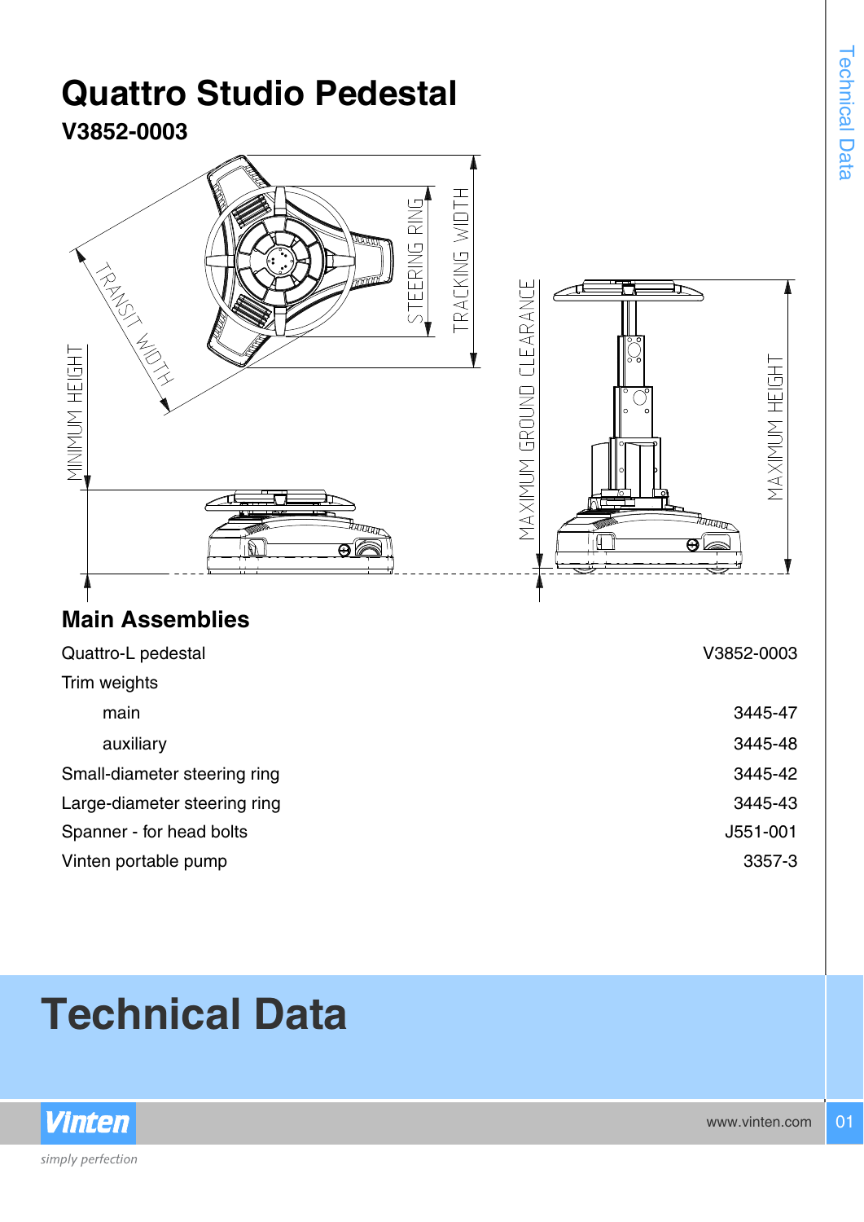# Quattro Studio Pedestal

**V3852-0003**

## Main Assemblies

| | |
|---|---|
| Quattro-L pedestal | V3852-0003 |
| Trim weights | |
| main | 3445-47 |
| auxiliary | 3445-48 |
| Small-diameter steering ring | 3445-42 |
| Large-diameter steering ring | 3445-43 |
| Spanner - for head bolts | J551-001 |
| Vinten portable pump | 3357-3 |

# Technical Data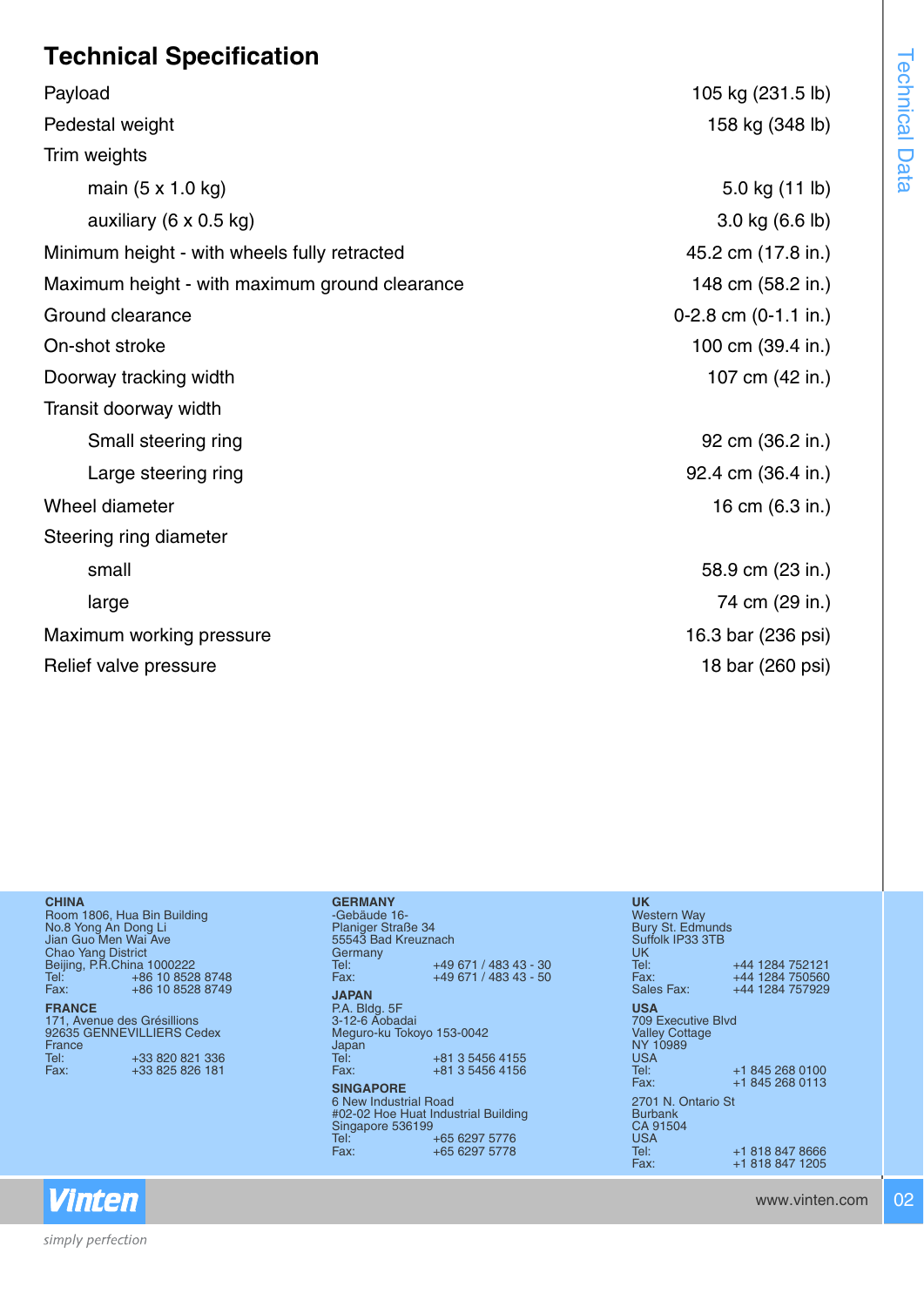# Technical Specification

| | |
|---|---|
| Payload | 105 kg (231.5 lb) |
| Pedestal weight | 158 kg (348 lb) |
| Trim weights | |
| main (5 x 1.0 kg) | 5.0 kg (11 lb) |
| auxiliary (6 x 0.5 kg) | 3.0 kg (6.6 lb) |
| Minimum height - with wheels fully retracted | 45.2 cm (17.8 in.) |
| Maximum height - with maximum ground clearance | 148 cm (58.2 in.) |
| Ground clearance | 0-2.8 cm (0-1.1 in.) |
| On-shot stroke | 100 cm (39.4 in.) |
| Doorway tracking width | 107 cm (42 in.) |
| Transit doorway width | |
| Small steering ring | 92 cm (36.2 in.) |
| Large steering ring | 92.4 cm (36.4 in.) |
| Wheel diameter | 16 cm (6.3 in.) |
| Steering ring diameter | |
| small | 58.9 cm (23 in.) |
| large | 74 cm (29 in.) |
| Maximum working pressure | 16.3 bar (236 psi) |
| Relief valve pressure | 18 bar (260 psi) |

**CHINA**
Room 1806, Hua Bin Building
No.8 Yong An Dong Li
Jian Guo Men Wai Ave
Chao Yang District
Beijing, P.R.China 1000222
Tel: +86 10 8528 8748
Fax: +86 10 8528 8749

**FRANCE**
171, Avenue des Grésillions
92635 GENNEVILLIERS Cedex
France
Tel: +33 820 821 336
Fax: +33 825 826 181

**GERMANY**
-Gebäude 16-
Planiger Straße 34
55543 Bad Kreuznach
Germany
Tel: +49 671 / 483 43 - 30
Fax: +49 671 / 483 43 - 50

**JAPAN**
P.A. Bldg. 5F
3-12-6 Aobadai
Meguro-ku Tokoyo 153-0042
Japan
Tel: +81 3 5456 4155
Fax: +81 3 5456 4156

**SINGAPORE**
6 New Industrial Road
#02-02 Hoe Huat Industrial Building
Singapore 536199
Tel: +65 6297 5776
Fax: +65 6297 5778

**UK**
Western Way
Bury St. Edmunds
Suffolk IP33 3TB
UK
Tel: +44 1284 752121
Fax: +44 1284 750560
Sales Fax: +44 1284 757929

**USA**
709 Executive Blvd
Valley Cottage
NY 10989
USA
Tel: +1 845 268 0100
Fax: +1 845 268 0113

2701 N. Ontario St
Burbank
CA 91504
USA
Tel: +1 818 847 8666
Fax: +1 818 847 1205

Vinten
*simply perfection*

www.vinten.com